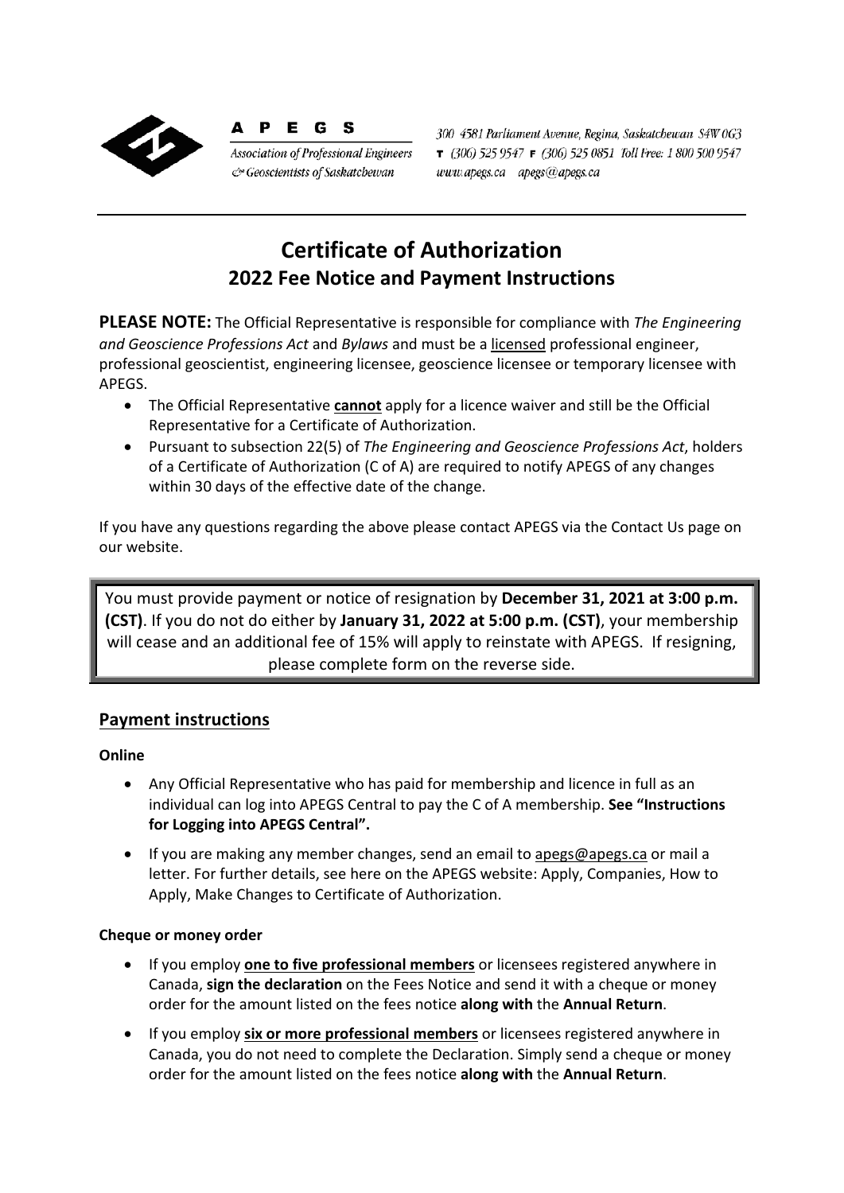**A P E G S**

*Association of Professional Engineers & Geoscientists of Saskatchewan*

*300 4581 Parliament Avenue, Regina, Saskatchewan S4W 0G3*
*T (306) 525 9547 F (306) 525 0851 Toll Free: 1 800 500 9547*
*www.apegs.ca apegs@apegs.ca*

---

# Certificate of Authorization
## 2022 Fee Notice and Payment Instructions

**PLEASE NOTE:** The Official Representative is responsible for compliance with *The Engineering and Geoscience Professions Act* and *Bylaws* and must be a licensed professional engineer, professional geoscientist, engineering licensee, geoscience licensee or temporary licensee with APEGS.

- The Official Representative **cannot** apply for a licence waiver and still be the Official Representative for a Certificate of Authorization.
- Pursuant to subsection 22(5) of *The Engineering and Geoscience Professions Act*, holders of a Certificate of Authorization (C of A) are required to notify APEGS of any changes within 30 days of the effective date of the change.

If you have any questions regarding the above please contact APEGS via the Contact Us page on our website.

> You must provide payment or notice of resignation by **December 31, 2021 at 3:00 p.m. (CST)**. If you do not do either by **January 31, 2022 at 5:00 p.m. (CST)**, your membership will cease and an additional fee of 15% will apply to reinstate with APEGS. If resigning, please complete form on the reverse side.

## Payment instructions

**Online**

- Any Official Representative who has paid for membership and licence in full as an individual can log into APEGS Central to pay the C of A membership. **See "Instructions for Logging into APEGS Central".**
- If you are making any member changes, send an email to apegs@apegs.ca or mail a letter. For further details, see here on the APEGS website: Apply, Companies, How to Apply, Make Changes to Certificate of Authorization.

**Cheque or money order**

- If you employ **one to five professional members** or licensees registered anywhere in Canada, **sign the declaration** on the Fees Notice and send it with a cheque or money order for the amount listed on the fees notice **along with** the **Annual Return**.
- If you employ **six or more professional members** or licensees registered anywhere in Canada, you do not need to complete the Declaration. Simply send a cheque or money order for the amount listed on the fees notice **along with** the **Annual Return**.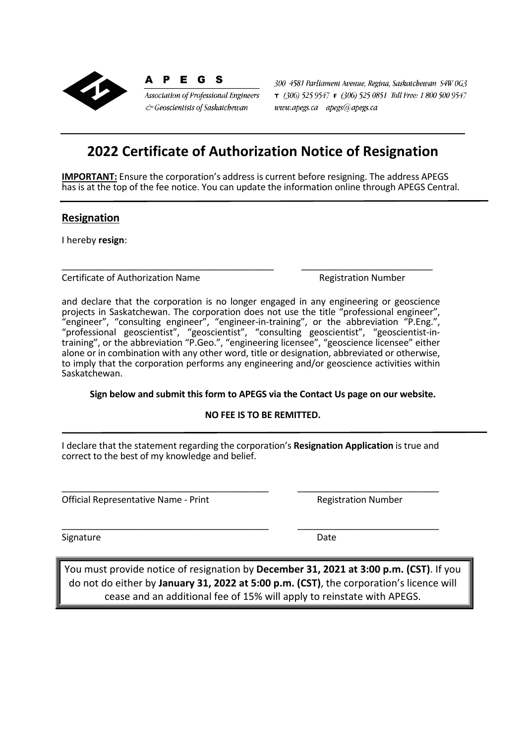**APEGS**

*Association of Professional Engineers & Geoscientists of Saskatchewan*

*300 4581 Parliament Avenue, Regina, Saskatchewan S4W 0G3*
*T (306) 525 9547 F (306) 525 0851 Toll Free: 1 800 500 9547*
*www.apegs.ca apegs@apegs.ca*

# 2022 Certificate of Authorization Notice of Resignation

**IMPORTANT:** Ensure the corporation's address is current before resigning. The address APEGS has is at the top of the fee notice. You can update the information online through APEGS Central.

## Resignation

I hereby **resign**:

___________________________________________ ___________________________

Certificate of Authorization Name Registration Number

and declare that the corporation is no longer engaged in any engineering or geoscience projects in Saskatchewan. The corporation does not use the title "professional engineer", "engineer", "consulting engineer", "engineer-in-training", or the abbreviation "P.Eng.", "professional geoscientist", "geoscientist", "consulting geoscientist", "geoscientist-in-training", or the abbreviation "P.Geo.", "engineering licensee", "geoscience licensee" either alone or in combination with any other word, title or designation, abbreviated or otherwise, to imply that the corporation performs any engineering and/or geoscience activities within Saskatchewan.

**Sign below and submit this form to APEGS via the Contact Us page on our website.**

**NO FEE IS TO BE REMITTED.**

I declare that the statement regarding the corporation's **Resignation Application** is true and correct to the best of my knowledge and belief.

___________________________________________ ___________________________

Official Representative Name - Print Registration Number

___________________________________________ ___________________________

Signature Date

You must provide notice of resignation by **December 31, 2021 at 3:00 p.m. (CST)**. If you do not do either by **January 31, 2022 at 5:00 p.m. (CST)**, the corporation's licence will cease and an additional fee of 15% will apply to reinstate with APEGS.